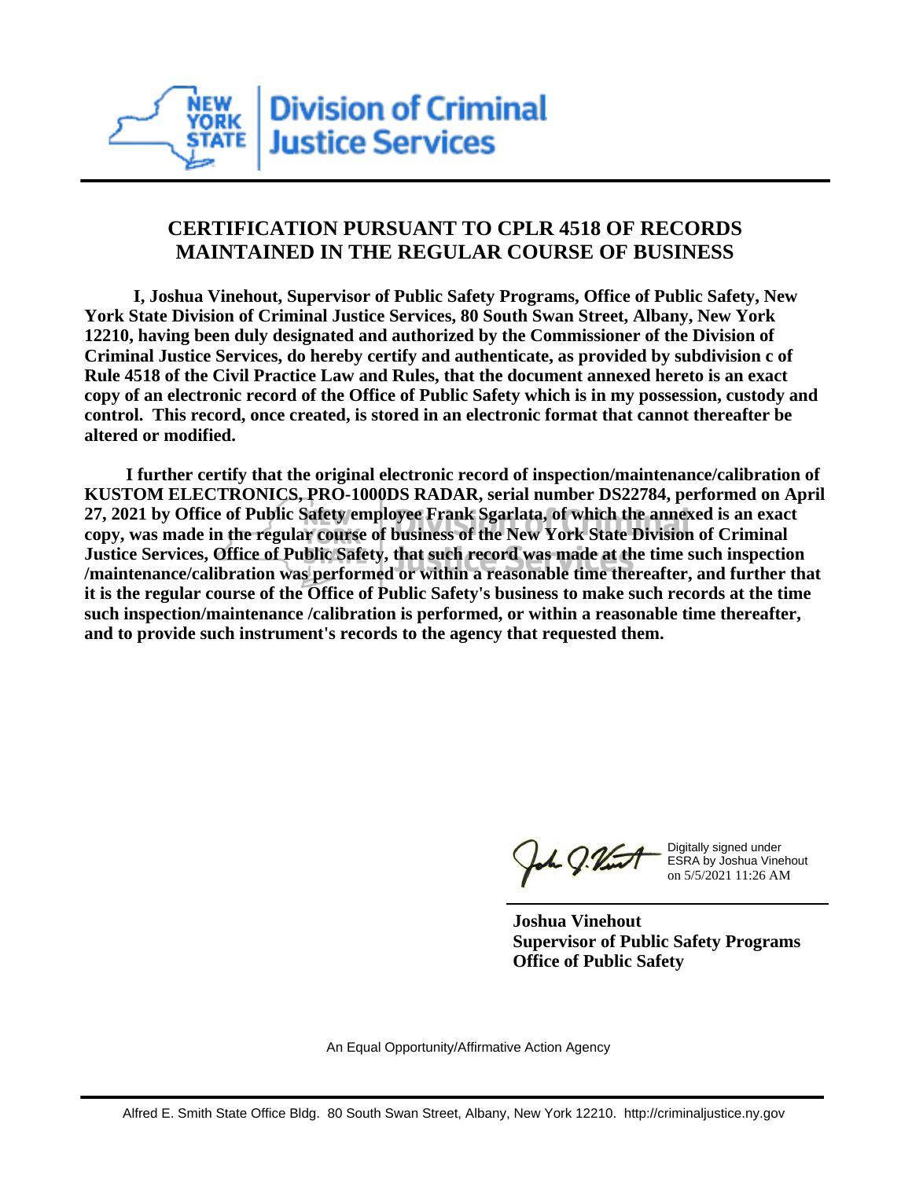NEW YORK STATE | Division of Criminal Justice Services

## CERTIFICATION PURSUANT TO CPLR 4518 OF RECORDS MAINTAINED IN THE REGULAR COURSE OF BUSINESS

**I, Joshua Vinehout, Supervisor of Public Safety Programs, Office of Public Safety, New York State Division of Criminal Justice Services, 80 South Swan Street, Albany, New York 12210, having been duly designated and authorized by the Commissioner of the Division of Criminal Justice Services, do hereby certify and authenticate, as provided by subdivision c of Rule 4518 of the Civil Practice Law and Rules, that the document annexed hereto is an exact copy of an electronic record of the Office of Public Safety which is in my possession, custody and control. This record, once created, is stored in an electronic format that cannot thereafter be altered or modified.**

**I further certify that the original electronic record of inspection/maintenance/calibration of KUSTOM ELECTRONICS, PRO-1000DS RADAR, serial number DS22784, performed on April 27, 2021 by Office of Public Safety employee Frank Sgarlata, of which the annexed is an exact copy, was made in the regular course of business of the New York State Division of Criminal Justice Services, Office of Public Safety, that such record was made at the time such inspection /maintenance/calibration was performed or within a reasonable time thereafter, and further that it is the regular course of the Office of Public Safety's business to make such records at the time such inspection/maintenance /calibration is performed, or within a reasonable time thereafter, and to provide such instrument's records to the agency that requested them.**

Digitally signed under ESRA by Joshua Vinehout on 5/5/2021 11:26 AM

**Joshua Vinehout**
**Supervisor of Public Safety Programs**
**Office of Public Safety**

An Equal Opportunity/Affirmative Action Agency

Alfred E. Smith State Office Bldg. 80 South Swan Street, Albany, New York 12210. http://criminaljustice.ny.gov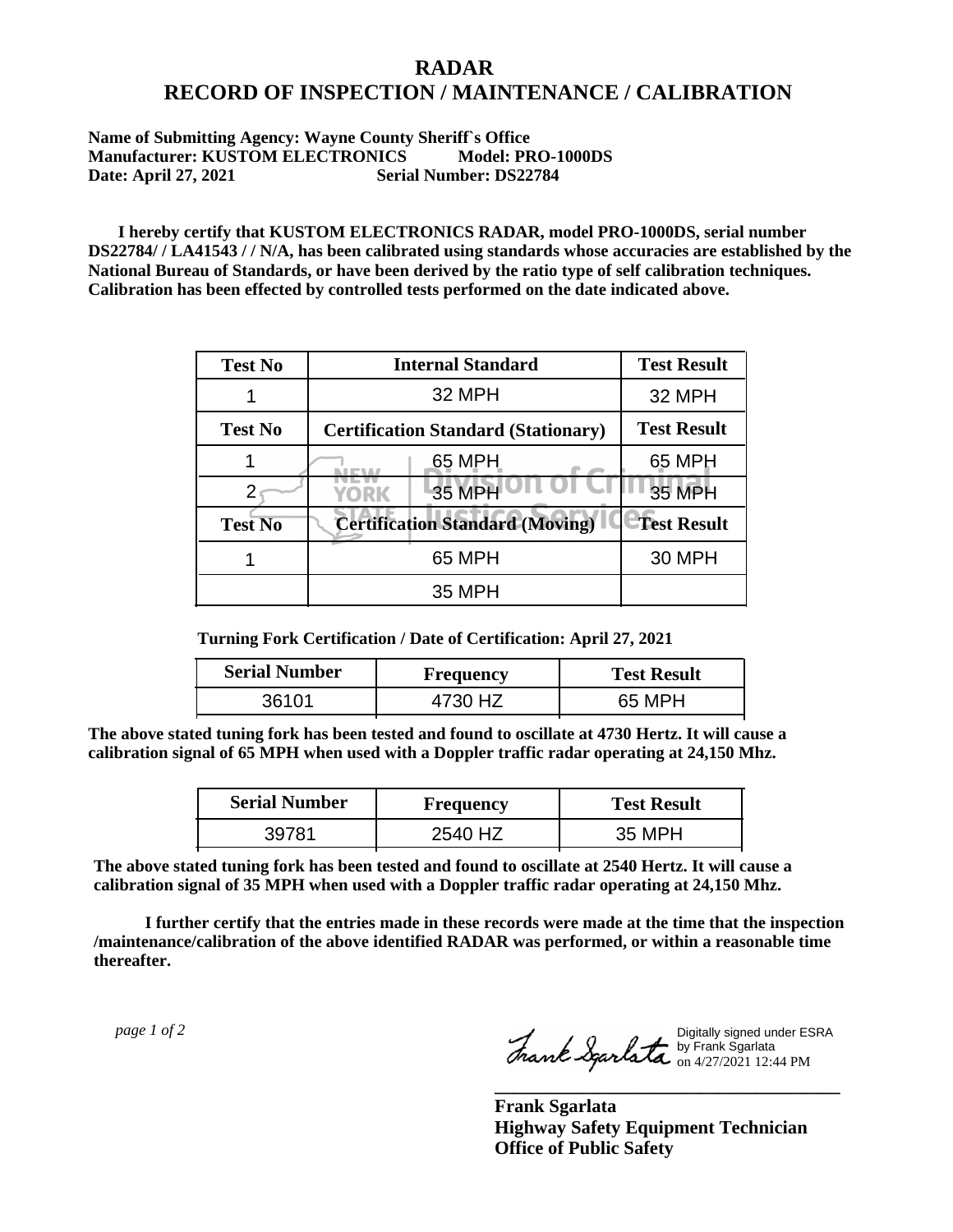# RADAR
# RECORD OF INSPECTION / MAINTENANCE / CALIBRATION

**Name of Submitting Agency: Wayne County Sheriff`s Office**
**Manufacturer: KUSTOM ELECTRONICS Model: PRO-1000DS**
**Date: April 27, 2021 Serial Number: DS22784**

**I hereby certify that KUSTOM ELECTRONICS RADAR, model PRO-1000DS, serial number DS22784/ / LA41543 / / N/A, has been calibrated using standards whose accuracies are established by the National Bureau of Standards, or have been derived by the ratio type of self calibration techniques. Calibration has been effected by controlled tests performed on the date indicated above.**

| Test No | Internal Standard | Test Result |
|---|---|---|
| 1 | 32 MPH | 32 MPH |
| **Test No** | **Certification Standard (Stationary)** | **Test Result** |
| 1 | 65 MPH | 65 MPH |
| 2 | 35 MPH | 35 MPH |
| **Test No** | **Certification Standard (Moving)** | **Test Result** |
| 1 | 65 MPH | 30 MPH |
| | 35 MPH | |

**Turning Fork Certification / Date of Certification: April 27, 2021**

| Serial Number | Frequency | Test Result |
|---|---|---|
| 36101 | 4730 HZ | 65 MPH |

**The above stated tuning fork has been tested and found to oscillate at 4730 Hertz. It will cause a calibration signal of 65 MPH when used with a Doppler traffic radar operating at 24,150 Mhz.**

| Serial Number | Frequency | Test Result |
|---|---|---|
| 39781 | 2540 HZ | 35 MPH |

**The above stated tuning fork has been tested and found to oscillate at 2540 Hertz. It will cause a calibration signal of 35 MPH when used with a Doppler traffic radar operating at 24,150 Mhz.**

**I further certify that the entries made in these records were made at the time that the inspection /maintenance/calibration of the above identified RADAR was performed, or within a reasonable time thereafter.**

*page 1 of 2*

Digitally signed under ESRA by Frank Sgarlata on 4/27/2021 12:44 PM

**Frank Sgarlata**
**Highway Safety Equipment Technician**
**Office of Public Safety**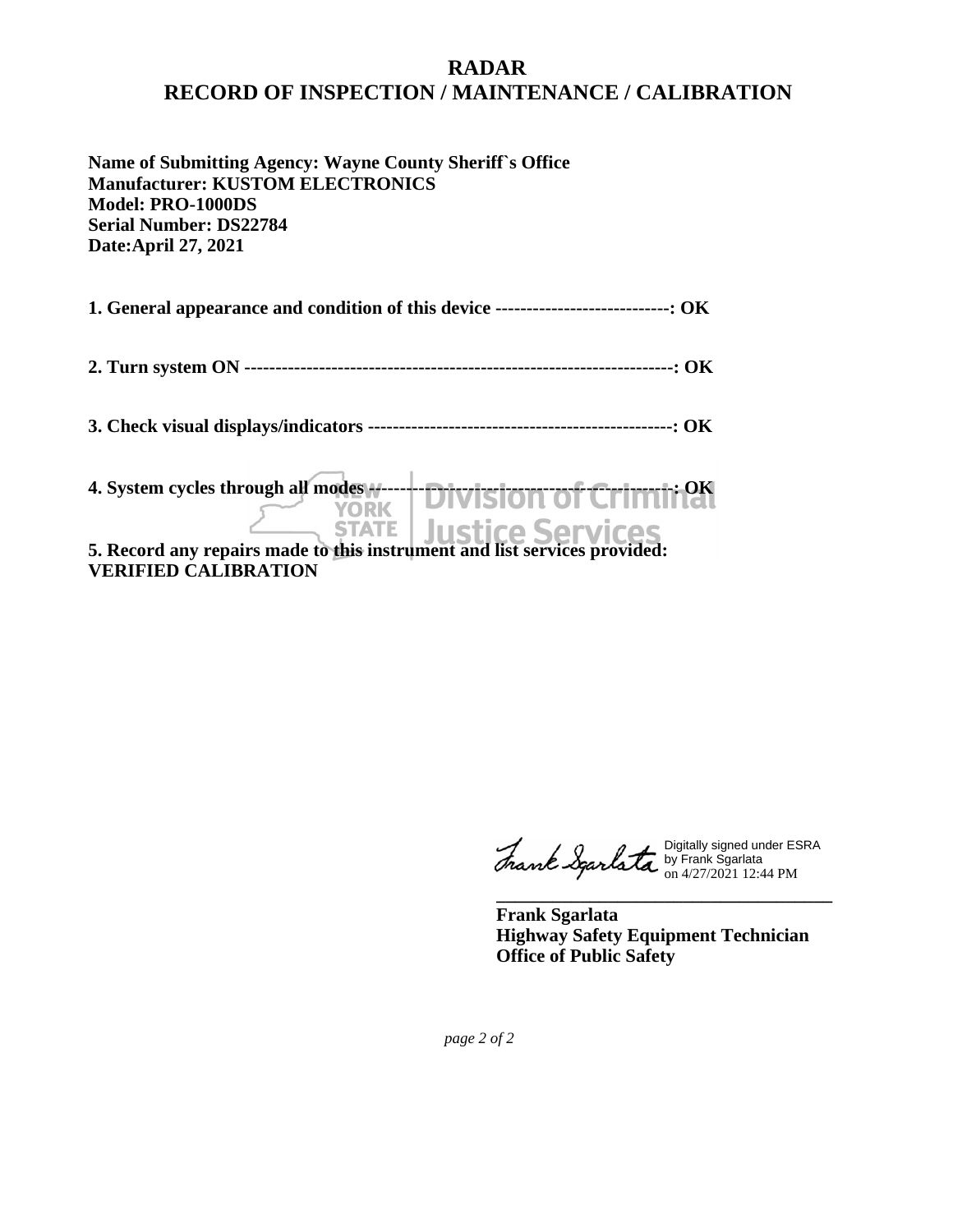# RADAR

# RECORD OF INSPECTION / MAINTENANCE / CALIBRATION

**Name of Submitting Agency: Wayne County Sheriff`s Office**
**Manufacturer: KUSTOM ELECTRONICS**
**Model: PRO-1000DS**
**Serial Number: DS22784**
**Date:April 27, 2021**

**1. General appearance and condition of this device ----------------------------: OK**

**2. Turn system ON ------------------------------------------------------------------: OK**

**3. Check visual displays/indicators -------------------------------------------------: OK**

**4. System cycles through all modes -------------------------------------------------: OK**

**5. Record any repairs made to this instrument and list services provided:**
**VERIFIED CALIBRATION**

Digitally signed under ESRA by Frank Sgarlata on 4/27/2021 12:44 PM

**Frank Sgarlata**
**Highway Safety Equipment Technician**
**Office of Public Safety**